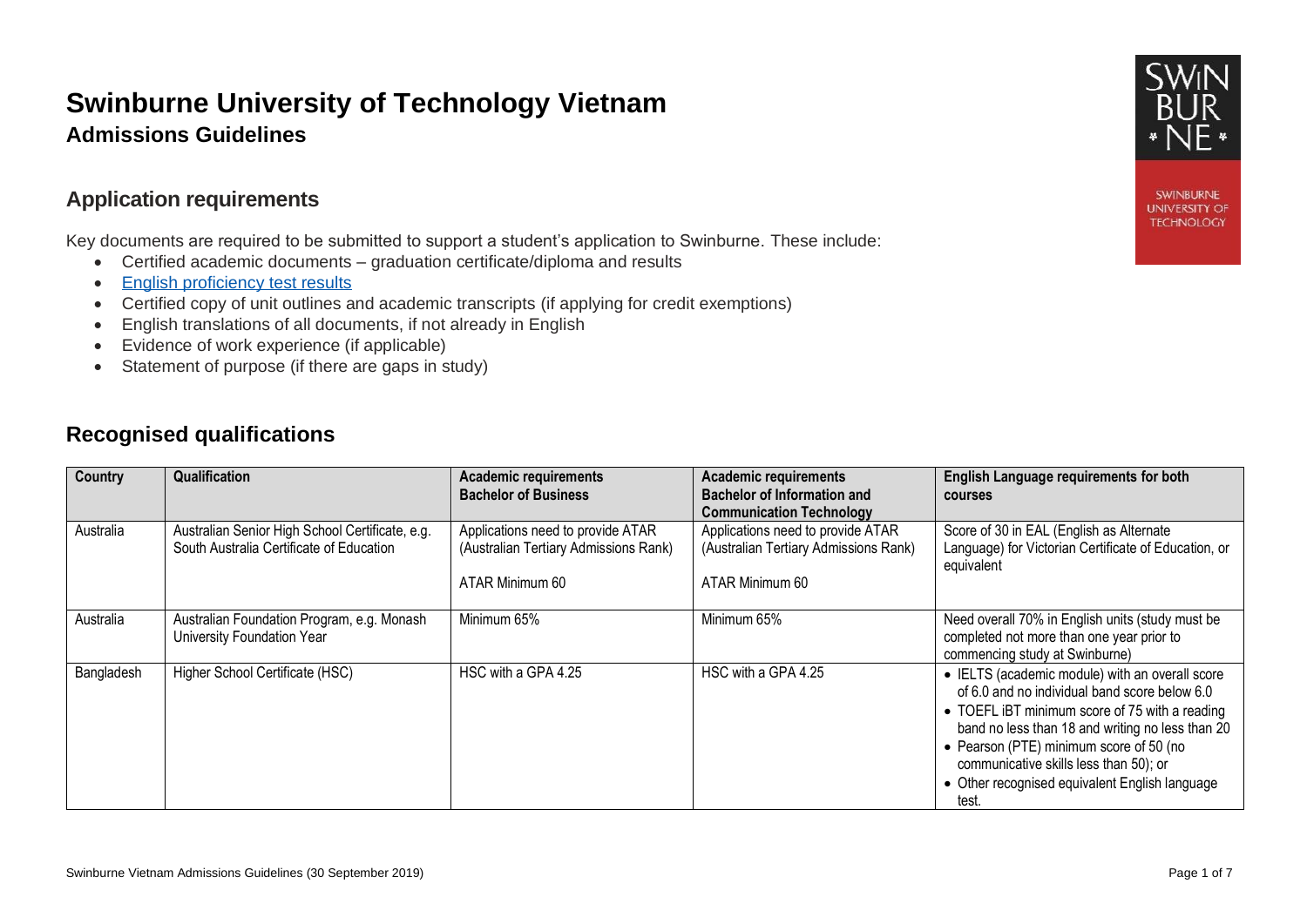# Swinburne University of Technology Vietnam

## Admissions Guidelines

### Application requirements

Key documents are required to be submitted to support a student's application to Swinburne. These include:

- Certified academic documents – graduation certificate/diploma and results
- English proficiency test results
- Certified copy of unit outlines and academic transcripts (if applying for credit exemptions)
- English translations of all documents, if not already in English
- Evidence of work experience (if applicable)
- Statement of purpose (if there are gaps in study)

## Recognised qualifications

| Country | Qualification | Academic requirements Bachelor of Business | Academic requirements Bachelor of Information and Communication Technology | English Language requirements for both courses |
|---|---|---|---|---|
| Australia | Australian Senior High School Certificate, e.g. South Australia Certificate of Education | Applications need to provide ATAR (Australian Tertiary Admissions Rank)<br><br>ATAR Minimum 60 | Applications need to provide ATAR (Australian Tertiary Admissions Rank)<br><br>ATAR Minimum 60 | Score of 30 in EAL (English as Alternate Language) for Victorian Certificate of Education, or equivalent |
| Australia | Australian Foundation Program, e.g. Monash University Foundation Year | Minimum 65% | Minimum 65% | Need overall 70% in English units (study must be completed not more than one year prior to commencing study at Swinburne) |
| Bangladesh | Higher School Certificate (HSC) | HSC with a GPA 4.25 | HSC with a GPA 4.25 | • IELTS (academic module) with an overall score of 6.0 and no individual band score below 6.0<br>• TOEFL iBT minimum score of 75 with a reading band no less than 18 and writing no less than 20<br>• Pearson (PTE) minimum score of 50 (no communicative skills less than 50); or<br>• Other recognised equivalent English language test. |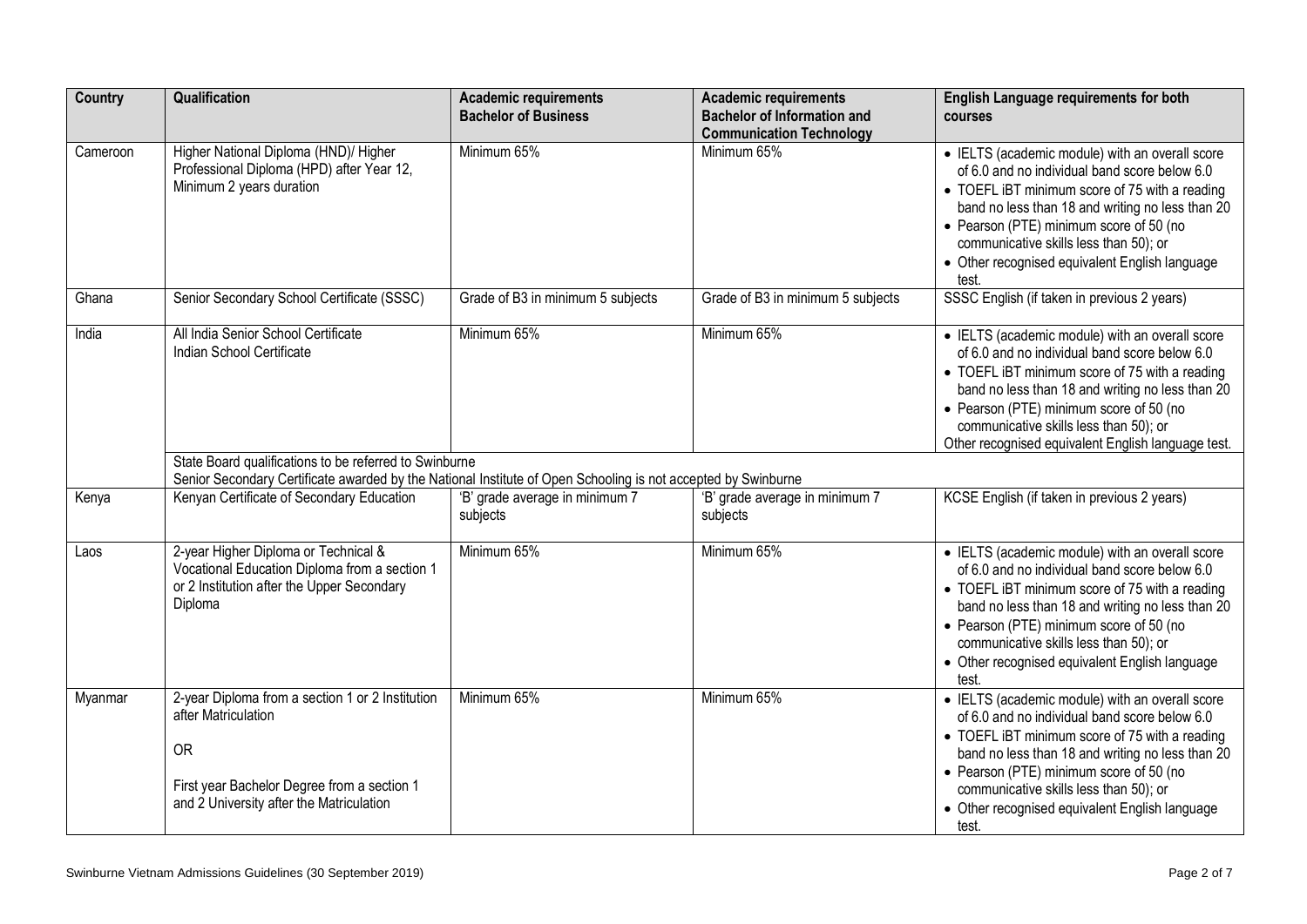| Country | Qualification | Academic requirements Bachelor of Business | Academic requirements Bachelor of Information and Communication Technology | English Language requirements for both courses |
|---|---|---|---|---|
| Cameroon | Higher National Diploma (HND)/ Higher Professional Diploma (HPD) after Year 12, Minimum 2 years duration | Minimum 65% | Minimum 65% | • IELTS (academic module) with an overall score of 6.0 and no individual band score below 6.0<br>• TOEFL iBT minimum score of 75 with a reading band no less than 18 and writing no less than 20<br>• Pearson (PTE) minimum score of 50 (no communicative skills less than 50); or<br>• Other recognised equivalent English language test. |
| Ghana | Senior Secondary School Certificate (SSSC) | Grade of B3 in minimum 5 subjects | Grade of B3 in minimum 5 subjects | SSSC English (if taken in previous 2 years) |
| India | All India Senior School Certificate<br>Indian School Certificate | Minimum 65% | Minimum 65% | • IELTS (academic module) with an overall score of 6.0 and no individual band score below 6.0<br>• TOEFL iBT minimum score of 75 with a reading band no less than 18 and writing no less than 20<br>• Pearson (PTE) minimum score of 50 (no communicative skills less than 50); or<br>Other recognised equivalent English language test. |
| | State Board qualifications to be referred to Swinburne<br>Senior Secondary Certificate awarded by the National Institute of Open Schooling is not accepted by Swinburne | | | |
| Kenya | Kenyan Certificate of Secondary Education | 'B' grade average in minimum 7 subjects | 'B' grade average in minimum 7 subjects | KCSE English (if taken in previous 2 years) |
| Laos | 2-year Higher Diploma or Technical & Vocational Education Diploma from a section 1 or 2 Institution after the Upper Secondary Diploma | Minimum 65% | Minimum 65% | • IELTS (academic module) with an overall score of 6.0 and no individual band score below 6.0<br>• TOEFL iBT minimum score of 75 with a reading band no less than 18 and writing no less than 20<br>• Pearson (PTE) minimum score of 50 (no communicative skills less than 50); or<br>• Other recognised equivalent English language test. |
| Myanmar | 2-year Diploma from a section 1 or 2 Institution after Matriculation<br><br>OR<br><br>First year Bachelor Degree from a section 1 and 2 University after the Matriculation | Minimum 65% | Minimum 65% | • IELTS (academic module) with an overall score of 6.0 and no individual band score below 6.0<br>• TOEFL iBT minimum score of 75 with a reading band no less than 18 and writing no less than 20<br>• Pearson (PTE) minimum score of 50 (no communicative skills less than 50); or<br>• Other recognised equivalent English language test. |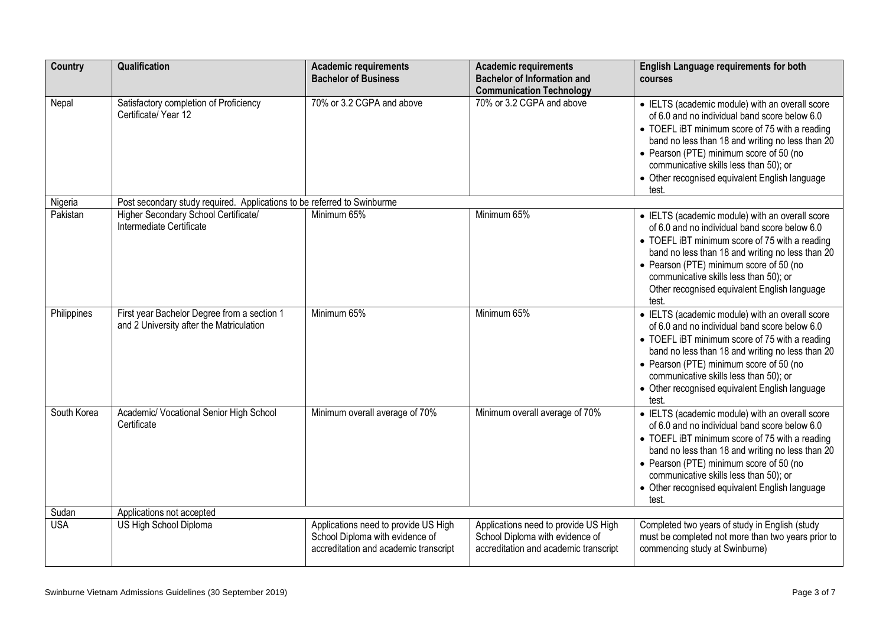| Country | Qualification | Academic requirements Bachelor of Business | Academic requirements Bachelor of Information and Communication Technology | English Language requirements for both courses |
|---|---|---|---|---|
| Nepal | Satisfactory completion of Proficiency Certificate/ Year 12 | 70% or 3.2 CGPA and above | 70% or 3.2 CGPA and above | • IELTS (academic module) with an overall score of 6.0 and no individual band score below 6.0<br>• TOEFL iBT minimum score of 75 with a reading band no less than 18 and writing no less than 20<br>• Pearson (PTE) minimum score of 50 (no communicative skills less than 50); or<br>• Other recognised equivalent English language test. |
| Nigeria | Post secondary study required. Applications to be referred to Swinburme | | | |
| Pakistan | Higher Secondary School Certificate/ Intermediate Certificate | Minimum 65% | Minimum 65% | • IELTS (academic module) with an overall score of 6.0 and no individual band score below 6.0<br>• TOEFL iBT minimum score of 75 with a reading band no less than 18 and writing no less than 20<br>• Pearson (PTE) minimum score of 50 (no communicative skills less than 50); or<br>Other recognised equivalent English language test. |
| Philippines | First year Bachelor Degree from a section 1 and 2 University after the Matriculation | Minimum 65% | Minimum 65% | • IELTS (academic module) with an overall score of 6.0 and no individual band score below 6.0<br>• TOEFL iBT minimum score of 75 with a reading band no less than 18 and writing no less than 20<br>• Pearson (PTE) minimum score of 50 (no communicative skills less than 50); or<br>• Other recognised equivalent English language test. |
| South Korea | Academic/ Vocational Senior High School Certificate | Minimum overall average of 70% | Minimum overall average of 70% | • IELTS (academic module) with an overall score of 6.0 and no individual band score below 6.0<br>• TOEFL iBT minimum score of 75 with a reading band no less than 18 and writing no less than 20<br>• Pearson (PTE) minimum score of 50 (no communicative skills less than 50); or<br>• Other recognised equivalent English language test. |
| Sudan | Applications not accepted | | | |
| USA | US High School Diploma | Applications need to provide US High School Diploma with evidence of accreditation and academic transcript | Applications need to provide US High School Diploma with evidence of accreditation and academic transcript | Completed two years of study in English (study must be completed not more than two years prior to commencing study at Swinburne) |

Swinburne Vietnam Admissions Guidelines (30 September 2019)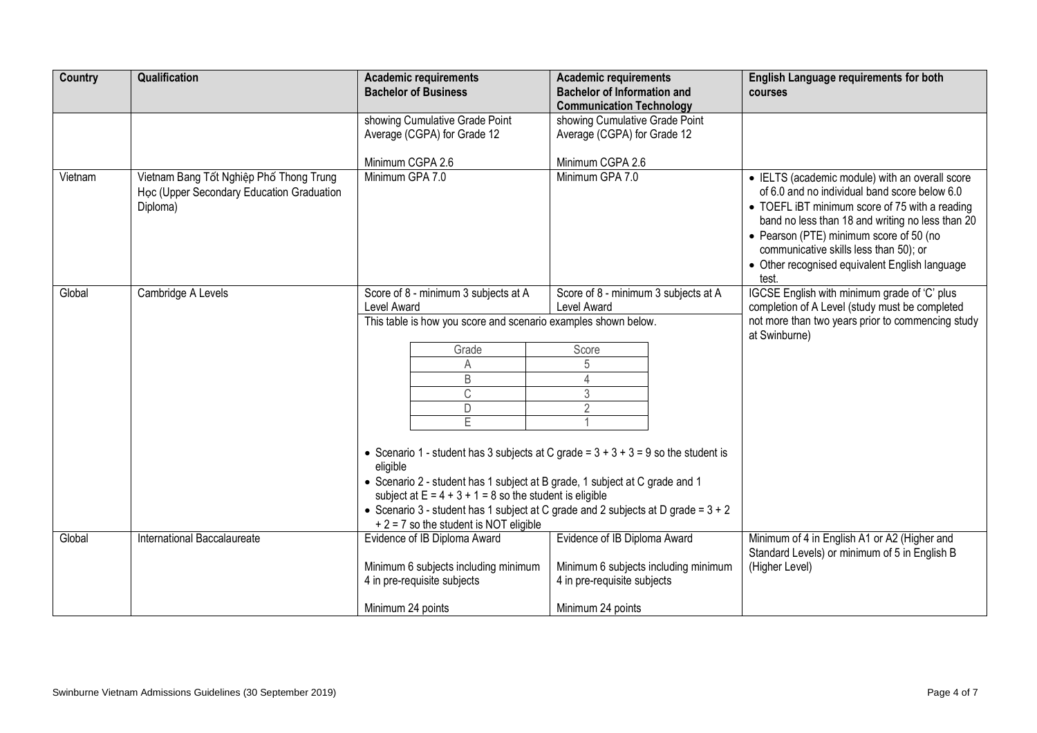| Country | Qualification | Academic requirements Bachelor of Business | Academic requirements Bachelor of Information and Communication Technology | English Language requirements for both courses |
|---|---|---|---|---|
| | | showing Cumulative Grade Point Average (CGPA) for Grade 12<br><br>Minimum CGPA 2.6 | showing Cumulative Grade Point Average (CGPA) for Grade 12<br><br>Minimum CGPA 2.6 | |
| Vietnam | Vietnam Bang Tốt Nghiệp Phổ Thong Trung Học (Upper Secondary Education Graduation Diploma) | Minimum GPA 7.0 | Minimum GPA 7.0 | • IELTS (academic module) with an overall score of 6.0 and no individual band score below 6.0<br>• TOEFL iBT minimum score of 75 with a reading band no less than 18 and writing no less than 20<br>• Pearson (PTE) minimum score of 50 (no communicative skills less than 50); or<br>• Other recognised equivalent English language test. |
| Global | Cambridge A Levels | Score of 8 - minimum 3 subjects at A Level Award<br><br>This table is how you score and scenario examples shown below.<br><br>Grade A = Score 5; Grade B = Score 4; Grade C = Score 3; Grade D = Score 2; Grade E = Score 1<br><br>• Scenario 1 - student has 3 subjects at C grade = 3 + 3 + 3 = 9 so the student is eligible<br>• Scenario 2 - student has 1 subject at B grade, 1 subject at C grade and 1 subject at E = 4 + 3 + 1 = 8 so the student is eligible<br>• Scenario 3 - student has 1 subject at C grade and 2 subjects at D grade = 3 + 2 + 2 = 7 so the student is NOT eligible | Score of 8 - minimum 3 subjects at A Level Award | IGCSE English with minimum grade of 'C' plus completion of A Level (study must be completed not more than two years prior to commencing study at Swinburne) |
| Global | International Baccalaureate | Evidence of IB Diploma Award<br><br>Minimum 6 subjects including minimum 4 in pre-requisite subjects<br><br>Minimum 24 points | Evidence of IB Diploma Award<br><br>Minimum 6 subjects including minimum 4 in pre-requisite subjects<br><br>Minimum 24 points | Minimum of 4 in English A1 or A2 (Higher and Standard Levels) or minimum of 5 in English B (Higher Level) |

Swinburne Vietnam Admissions Guidelines (30 September 2019)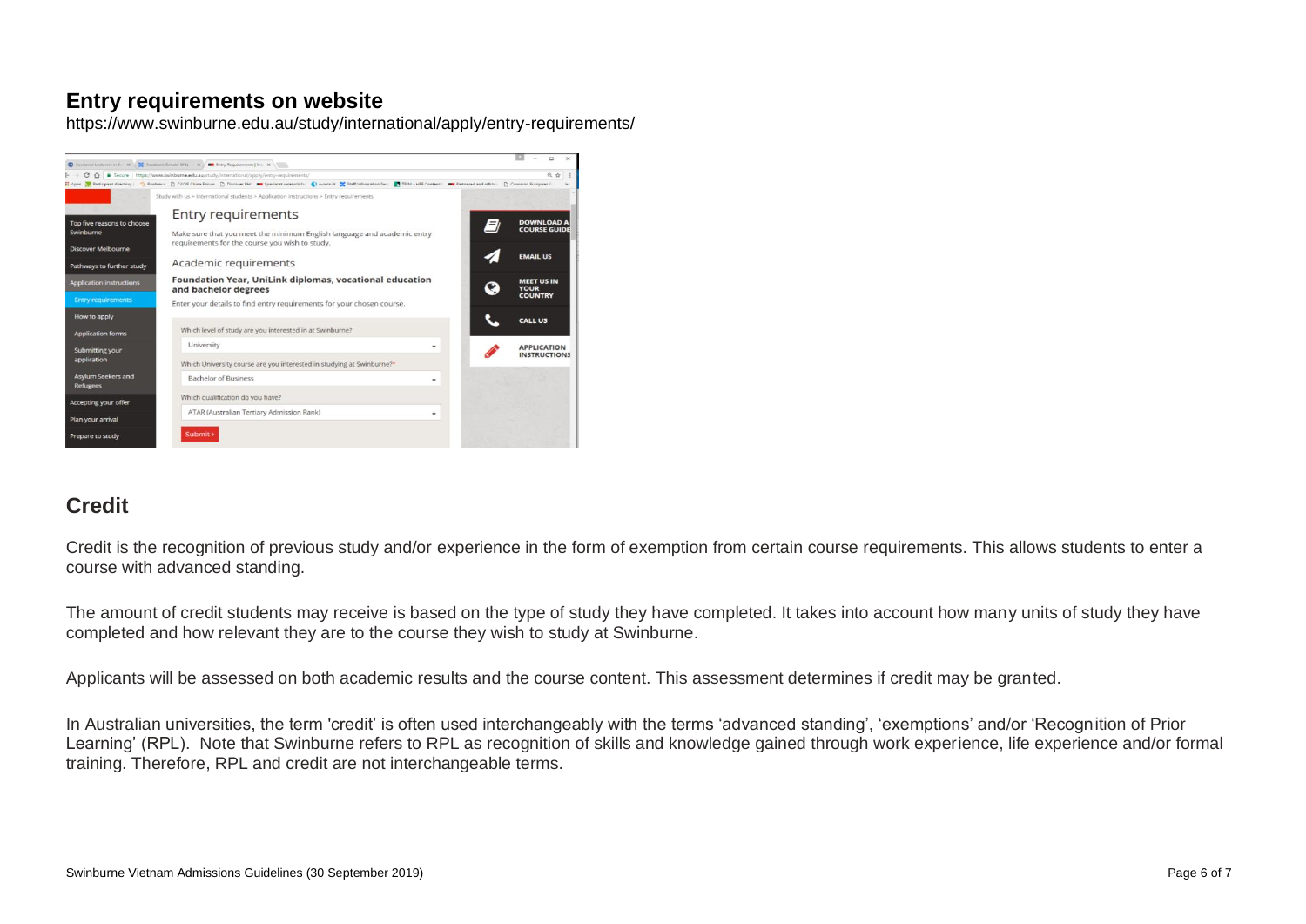## Entry requirements on website

https://www.swinburne.edu.au/study/international/apply/entry-requirements/

## Credit

Credit is the recognition of previous study and/or experience in the form of exemption from certain course requirements. This allows students to enter a course with advanced standing.

The amount of credit students may receive is based on the type of study they have completed. It takes into account how many units of study they have completed and how relevant they are to the course they wish to study at Swinburne.

Applicants will be assessed on both academic results and the course content. This assessment determines if credit may be granted.

In Australian universities, the term 'credit' is often used interchangeably with the terms 'advanced standing', 'exemptions' and/or 'Recognition of Prior Learning' (RPL). Note that Swinburne refers to RPL as recognition of skills and knowledge gained through work experience, life experience and/or formal training. Therefore, RPL and credit are not interchangeable terms.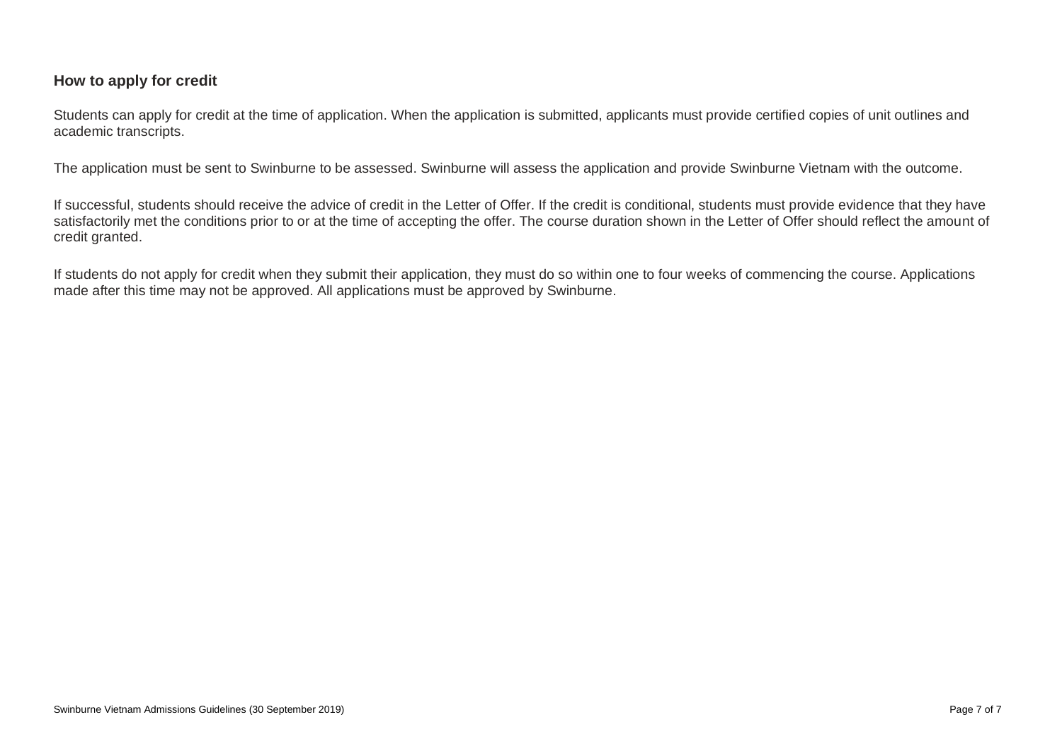### How to apply for credit

Students can apply for credit at the time of application. When the application is submitted, applicants must provide certified copies of unit outlines and academic transcripts.

The application must be sent to Swinburne to be assessed. Swinburne will assess the application and provide Swinburne Vietnam with the outcome.

If successful, students should receive the advice of credit in the Letter of Offer. If the credit is conditional, students must provide evidence that they have satisfactorily met the conditions prior to or at the time of accepting the offer. The course duration shown in the Letter of Offer should reflect the amount of credit granted.

If students do not apply for credit when they submit their application, they must do so within one to four weeks of commencing the course. Applications made after this time may not be approved. All applications must be approved by Swinburne.